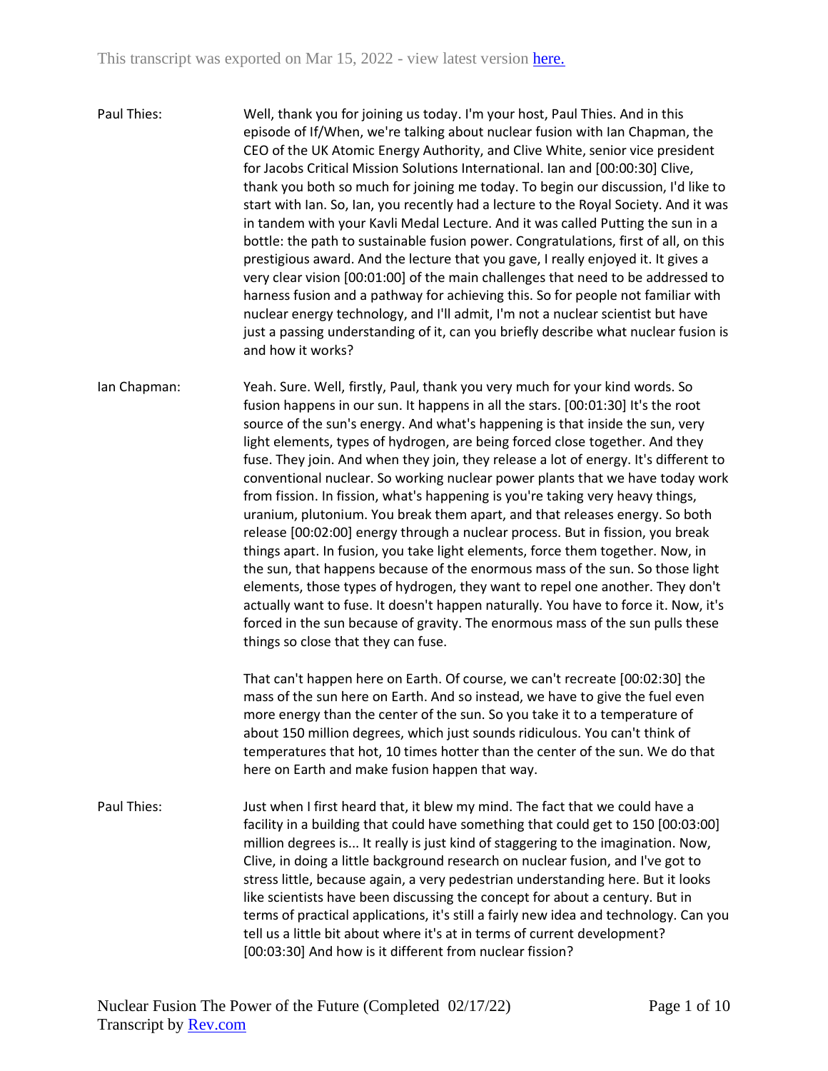This transcript was exported on Mar 15, 2022 - view latest version here.

**Paul Thies:** Well, thank you for joining us today. I'm your host, Paul Thies. And in this episode of If/When, we're talking about nuclear fusion with Ian Chapman, the CEO of the UK Atomic Energy Authority, and Clive White, senior vice president for Jacobs Critical Mission Solutions International. Ian and [00:00:30] Clive, thank you both so much for joining me today. To begin our discussion, I'd like to start with Ian. So, Ian, you recently had a lecture to the Royal Society. And it was in tandem with your Kavli Medal Lecture. And it was called Putting the sun in a bottle: the path to sustainable fusion power. Congratulations, first of all, on this prestigious award. And the lecture that you gave, I really enjoyed it. It gives a very clear vision [00:01:00] of the main challenges that need to be addressed to harness fusion and a pathway for achieving this. So for people not familiar with nuclear energy technology, and I'll admit, I'm not a nuclear scientist but have just a passing understanding of it, can you briefly describe what nuclear fusion is and how it works?

**Ian Chapman:** Yeah. Sure. Well, firstly, Paul, thank you very much for your kind words. So fusion happens in our sun. It happens in all the stars. [00:01:30] It's the root source of the sun's energy. And what's happening is that inside the sun, very light elements, types of hydrogen, are being forced close together. And they fuse. They join. And when they join, they release a lot of energy. It's different to conventional nuclear. So working nuclear power plants that we have today work from fission. In fission, what's happening is you're taking very heavy things, uranium, plutonium. You break them apart, and that releases energy. So both release [00:02:00] energy through a nuclear process. But in fission, you break things apart. In fusion, you take light elements, force them together. Now, in the sun, that happens because of the enormous mass of the sun. So those light elements, those types of hydrogen, they want to repel one another. They don't actually want to fuse. It doesn't happen naturally. You have to force it. Now, it's forced in the sun because of gravity. The enormous mass of the sun pulls these things so close that they can fuse.

That can't happen here on Earth. Of course, we can't recreate [00:02:30] the mass of the sun here on Earth. And so instead, we have to give the fuel even more energy than the center of the sun. So you take it to a temperature of about 150 million degrees, which just sounds ridiculous. You can't think of temperatures that hot, 10 times hotter than the center of the sun. We do that here on Earth and make fusion happen that way.

**Paul Thies:** Just when I first heard that, it blew my mind. The fact that we could have a facility in a building that could have something that could get to 150 [00:03:00] million degrees is... It really is just kind of staggering to the imagination. Now, Clive, in doing a little background research on nuclear fusion, and I've got to stress little, because again, a very pedestrian understanding here. But it looks like scientists have been discussing the concept for about a century. But in terms of practical applications, it's still a fairly new idea and technology. Can you tell us a little bit about where it's at in terms of current development? [00:03:30] And how is it different from nuclear fission?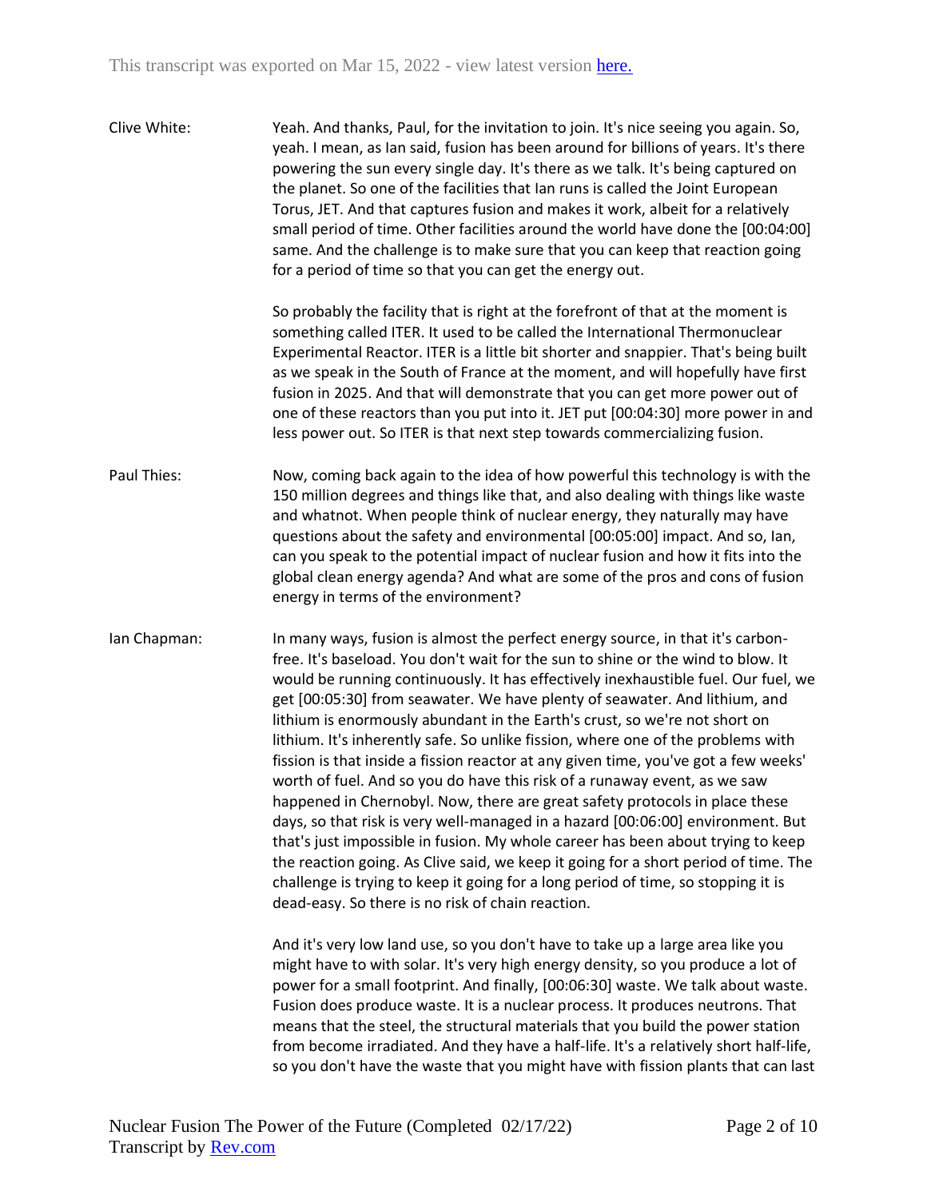**Clive White:** Yeah. And thanks, Paul, for the invitation to join. It's nice seeing you again. So, yeah. I mean, as Ian said, fusion has been around for billions of years. It's there powering the sun every single day. It's there as we talk. It's being captured on the planet. So one of the facilities that Ian runs is called the Joint European Torus, JET. And that captures fusion and makes it work, albeit for a relatively small period of time. Other facilities around the world have done the [00:04:00] same. And the challenge is to make sure that you can keep that reaction going for a period of time so that you can get the energy out.

So probably the facility that is right at the forefront of that at the moment is something called ITER. It used to be called the International Thermonuclear Experimental Reactor. ITER is a little bit shorter and snappier. That's being built as we speak in the South of France at the moment, and will hopefully have first fusion in 2025. And that will demonstrate that you can get more power out of one of these reactors than you put into it. JET put [00:04:30] more power in and less power out. So ITER is that next step towards commercializing fusion.

**Paul Thies:** Now, coming back again to the idea of how powerful this technology is with the 150 million degrees and things like that, and also dealing with things like waste and whatnot. When people think of nuclear energy, they naturally may have questions about the safety and environmental [00:05:00] impact. And so, Ian, can you speak to the potential impact of nuclear fusion and how it fits into the global clean energy agenda? And what are some of the pros and cons of fusion energy in terms of the environment?

**Ian Chapman:** In many ways, fusion is almost the perfect energy source, in that it's carbon-free. It's baseload. You don't wait for the sun to shine or the wind to blow. It would be running continuously. It has effectively inexhaustible fuel. Our fuel, we get [00:05:30] from seawater. We have plenty of seawater. And lithium, and lithium is enormously abundant in the Earth's crust, so we're not short on lithium. It's inherently safe. So unlike fission, where one of the problems with fission is that inside a fission reactor at any given time, you've got a few weeks' worth of fuel. And so you do have this risk of a runaway event, as we saw happened in Chernobyl. Now, there are great safety protocols in place these days, so that risk is very well-managed in a hazard [00:06:00] environment. But that's just impossible in fusion. My whole career has been about trying to keep the reaction going. As Clive said, we keep it going for a short period of time. The challenge is trying to keep it going for a long period of time, so stopping it is dead-easy. So there is no risk of chain reaction.

And it's very low land use, so you don't have to take up a large area like you might have to with solar. It's very high energy density, so you produce a lot of power for a small footprint. And finally, [00:06:30] waste. We talk about waste. Fusion does produce waste. It is a nuclear process. It produces neutrons. That means that the steel, the structural materials that you build the power station from become irradiated. And they have a half-life. It's a relatively short half-life, so you don't have the waste that you might have with fission plants that can last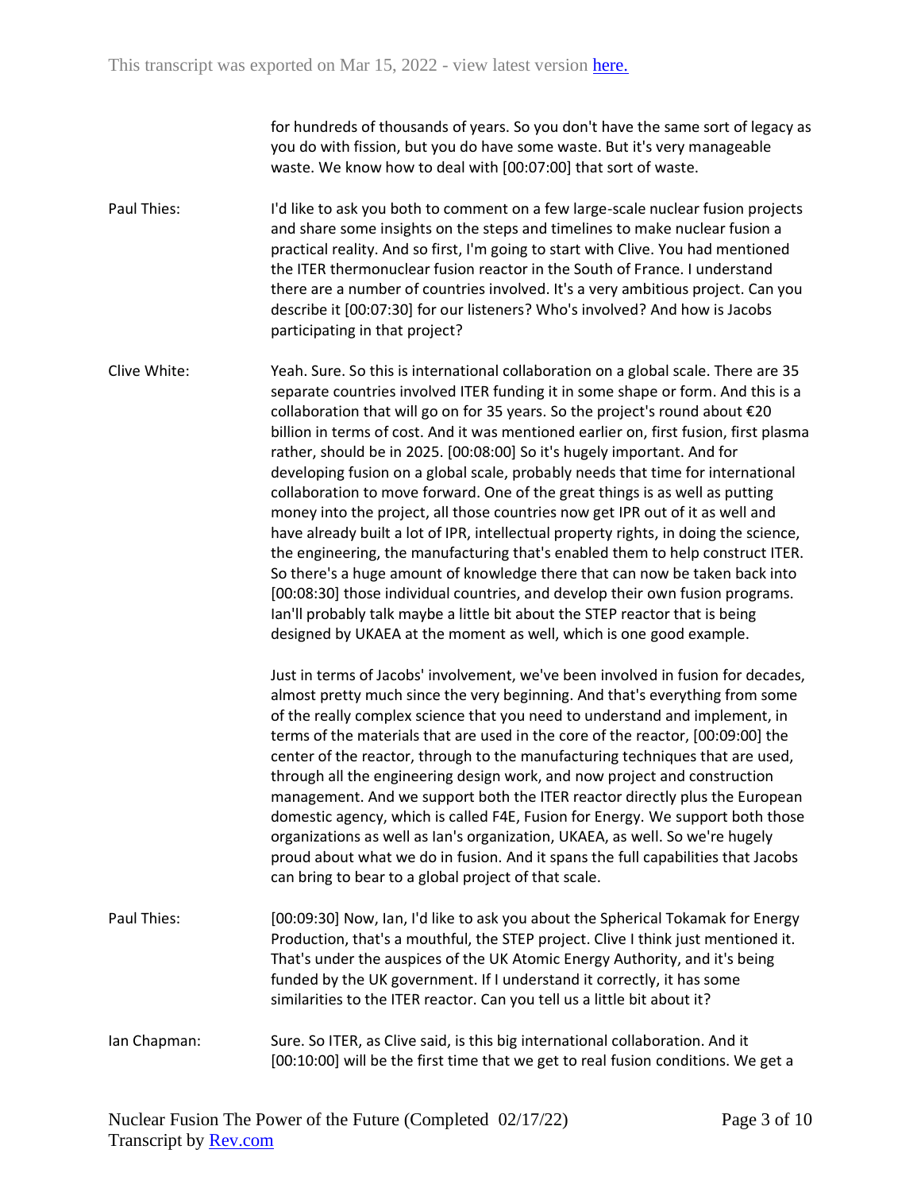for hundreds of thousands of years. So you don't have the same sort of legacy as you do with fission, but you do have some waste. But it's very manageable waste. We know how to deal with [00:07:00] that sort of waste.

**Paul Thies:** I'd like to ask you both to comment on a few large-scale nuclear fusion projects and share some insights on the steps and timelines to make nuclear fusion a practical reality. And so first, I'm going to start with Clive. You had mentioned the ITER thermonuclear fusion reactor in the South of France. I understand there are a number of countries involved. It's a very ambitious project. Can you describe it [00:07:30] for our listeners? Who's involved? And how is Jacobs participating in that project?

**Clive White:** Yeah. Sure. So this is international collaboration on a global scale. There are 35 separate countries involved ITER funding it in some shape or form. And this is a collaboration that will go on for 35 years. So the project's round about €20 billion in terms of cost. And it was mentioned earlier on, first fusion, first plasma rather, should be in 2025. [00:08:00] So it's hugely important. And for developing fusion on a global scale, probably needs that time for international collaboration to move forward. One of the great things is as well as putting money into the project, all those countries now get IPR out of it as well and have already built a lot of IPR, intellectual property rights, in doing the science, the engineering, the manufacturing that's enabled them to help construct ITER. So there's a huge amount of knowledge there that can now be taken back into [00:08:30] those individual countries, and develop their own fusion programs. Ian'll probably talk maybe a little bit about the STEP reactor that is being designed by UKAEA at the moment as well, which is one good example.

Just in terms of Jacobs' involvement, we've been involved in fusion for decades, almost pretty much since the very beginning. And that's everything from some of the really complex science that you need to understand and implement, in terms of the materials that are used in the core of the reactor, [00:09:00] the center of the reactor, through to the manufacturing techniques that are used, through all the engineering design work, and now project and construction management. And we support both the ITER reactor directly plus the European domestic agency, which is called F4E, Fusion for Energy. We support both those organizations as well as Ian's organization, UKAEA, as well. So we're hugely proud about what we do in fusion. And it spans the full capabilities that Jacobs can bring to bear to a global project of that scale.

**Paul Thies:** [00:09:30] Now, Ian, I'd like to ask you about the Spherical Tokamak for Energy Production, that's a mouthful, the STEP project. Clive I think just mentioned it. That's under the auspices of the UK Atomic Energy Authority, and it's being funded by the UK government. If I understand it correctly, it has some similarities to the ITER reactor. Can you tell us a little bit about it?

**Ian Chapman:** Sure. So ITER, as Clive said, is this big international collaboration. And it [00:10:00] will be the first time that we get to real fusion conditions. We get a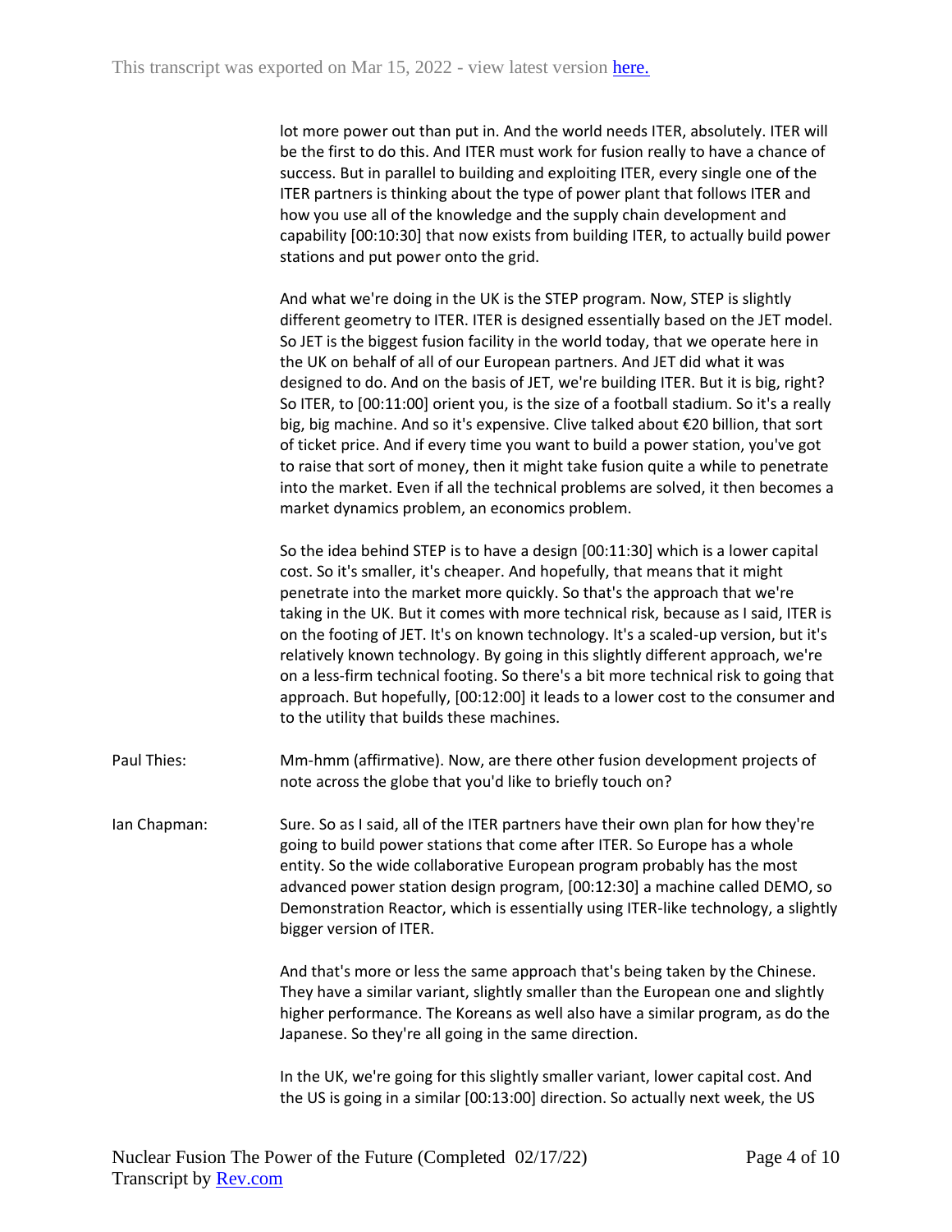lot more power out than put in. And the world needs ITER, absolutely. ITER will be the first to do this. And ITER must work for fusion really to have a chance of success. But in parallel to building and exploiting ITER, every single one of the ITER partners is thinking about the type of power plant that follows ITER and how you use all of the knowledge and the supply chain development and capability [00:10:30] that now exists from building ITER, to actually build power stations and put power onto the grid.

And what we're doing in the UK is the STEP program. Now, STEP is slightly different geometry to ITER. ITER is designed essentially based on the JET model. So JET is the biggest fusion facility in the world today, that we operate here in the UK on behalf of all of our European partners. And JET did what it was designed to do. And on the basis of JET, we're building ITER. But it is big, right? So ITER, to [00:11:00] orient you, is the size of a football stadium. So it's a really big, big machine. And so it's expensive. Clive talked about €20 billion, that sort of ticket price. And if every time you want to build a power station, you've got to raise that sort of money, then it might take fusion quite a while to penetrate into the market. Even if all the technical problems are solved, it then becomes a market dynamics problem, an economics problem.

So the idea behind STEP is to have a design [00:11:30] which is a lower capital cost. So it's smaller, it's cheaper. And hopefully, that means that it might penetrate into the market more quickly. So that's the approach that we're taking in the UK. But it comes with more technical risk, because as I said, ITER is on the footing of JET. It's on known technology. It's a scaled-up version, but it's relatively known technology. By going in this slightly different approach, we're on a less-firm technical footing. So there's a bit more technical risk to going that approach. But hopefully, [00:12:00] it leads to a lower cost to the consumer and to the utility that builds these machines.

Paul Thies: Mm-hmm (affirmative). Now, are there other fusion development projects of note across the globe that you'd like to briefly touch on?

Ian Chapman: Sure. So as I said, all of the ITER partners have their own plan for how they're going to build power stations that come after ITER. So Europe has a whole entity. So the wide collaborative European program probably has the most advanced power station design program, [00:12:30] a machine called DEMO, so Demonstration Reactor, which is essentially using ITER-like technology, a slightly bigger version of ITER.

And that's more or less the same approach that's being taken by the Chinese. They have a similar variant, slightly smaller than the European one and slightly higher performance. The Koreans as well also have a similar program, as do the Japanese. So they're all going in the same direction.

In the UK, we're going for this slightly smaller variant, lower capital cost. And the US is going in a similar [00:13:00] direction. So actually next week, the US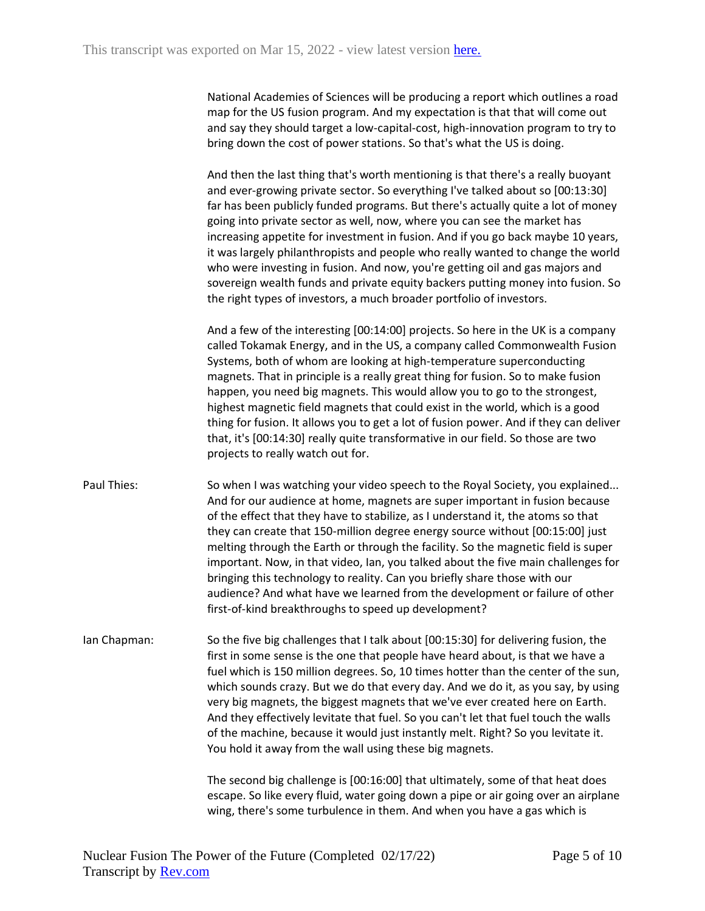National Academies of Sciences will be producing a report which outlines a road map for the US fusion program. And my expectation is that that will come out and say they should target a low-capital-cost, high-innovation program to try to bring down the cost of power stations. So that's what the US is doing.

And then the last thing that's worth mentioning is that there's a really buoyant and ever-growing private sector. So everything I've talked about so [00:13:30] far has been publicly funded programs. But there's actually quite a lot of money going into private sector as well, now, where you can see the market has increasing appetite for investment in fusion. And if you go back maybe 10 years, it was largely philanthropists and people who really wanted to change the world who were investing in fusion. And now, you're getting oil and gas majors and sovereign wealth funds and private equity backers putting money into fusion. So the right types of investors, a much broader portfolio of investors.

And a few of the interesting [00:14:00] projects. So here in the UK is a company called Tokamak Energy, and in the US, a company called Commonwealth Fusion Systems, both of whom are looking at high-temperature superconducting magnets. That in principle is a really great thing for fusion. So to make fusion happen, you need big magnets. This would allow you to go to the strongest, highest magnetic field magnets that could exist in the world, which is a good thing for fusion. It allows you to get a lot of fusion power. And if they can deliver that, it's [00:14:30] really quite transformative in our field. So those are two projects to really watch out for.

Paul Thies: So when I was watching your video speech to the Royal Society, you explained... And for our audience at home, magnets are super important in fusion because of the effect that they have to stabilize, as I understand it, the atoms so that they can create that 150-million degree energy source without [00:15:00] just melting through the Earth or through the facility. So the magnetic field is super important. Now, in that video, Ian, you talked about the five main challenges for bringing this technology to reality. Can you briefly share those with our audience? And what have we learned from the development or failure of other first-of-kind breakthroughs to speed up development?

Ian Chapman: So the five big challenges that I talk about [00:15:30] for delivering fusion, the first in some sense is the one that people have heard about, is that we have a fuel which is 150 million degrees. So, 10 times hotter than the center of the sun, which sounds crazy. But we do that every day. And we do it, as you say, by using very big magnets, the biggest magnets that we've ever created here on Earth. And they effectively levitate that fuel. So you can't let that fuel touch the walls of the machine, because it would just instantly melt. Right? So you levitate it. You hold it away from the wall using these big magnets.

The second big challenge is [00:16:00] that ultimately, some of that heat does escape. So like every fluid, water going down a pipe or air going over an airplane wing, there's some turbulence in them. And when you have a gas which is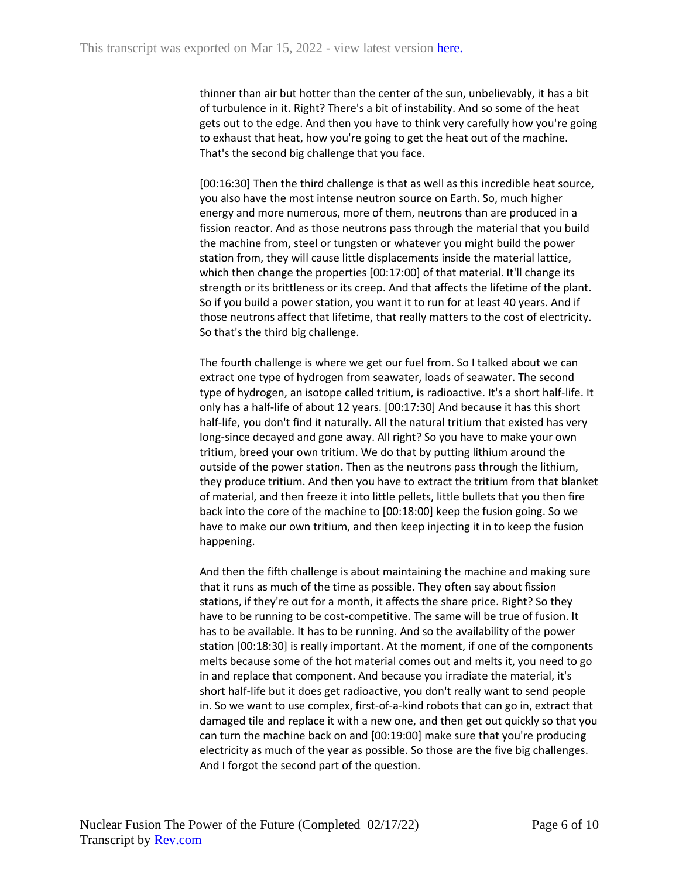thinner than air but hotter than the center of the sun, unbelievably, it has a bit of turbulence in it. Right? There's a bit of instability. And so some of the heat gets out to the edge. And then you have to think very carefully how you're going to exhaust that heat, how you're going to get the heat out of the machine. That's the second big challenge that you face.

[00:16:30] Then the third challenge is that as well as this incredible heat source, you also have the most intense neutron source on Earth. So, much higher energy and more numerous, more of them, neutrons than are produced in a fission reactor. And as those neutrons pass through the material that you build the machine from, steel or tungsten or whatever you might build the power station from, they will cause little displacements inside the material lattice, which then change the properties [00:17:00] of that material. It'll change its strength or its brittleness or its creep. And that affects the lifetime of the plant. So if you build a power station, you want it to run for at least 40 years. And if those neutrons affect that lifetime, that really matters to the cost of electricity. So that's the third big challenge.

The fourth challenge is where we get our fuel from. So I talked about we can extract one type of hydrogen from seawater, loads of seawater. The second type of hydrogen, an isotope called tritium, is radioactive. It's a short half-life. It only has a half-life of about 12 years. [00:17:30] And because it has this short half-life, you don't find it naturally. All the natural tritium that existed has very long-since decayed and gone away. All right? So you have to make your own tritium, breed your own tritium. We do that by putting lithium around the outside of the power station. Then as the neutrons pass through the lithium, they produce tritium. And then you have to extract the tritium from that blanket of material, and then freeze it into little pellets, little bullets that you then fire back into the core of the machine to [00:18:00] keep the fusion going. So we have to make our own tritium, and then keep injecting it in to keep the fusion happening.

And then the fifth challenge is about maintaining the machine and making sure that it runs as much of the time as possible. They often say about fission stations, if they're out for a month, it affects the share price. Right? So they have to be running to be cost-competitive. The same will be true of fusion. It has to be available. It has to be running. And so the availability of the power station [00:18:30] is really important. At the moment, if one of the components melts because some of the hot material comes out and melts it, you need to go in and replace that component. And because you irradiate the material, it's short half-life but it does get radioactive, you don't really want to send people in. So we want to use complex, first-of-a-kind robots that can go in, extract that damaged tile and replace it with a new one, and then get out quickly so that you can turn the machine back on and [00:19:00] make sure that you're producing electricity as much of the year as possible. So those are the five big challenges. And I forgot the second part of the question.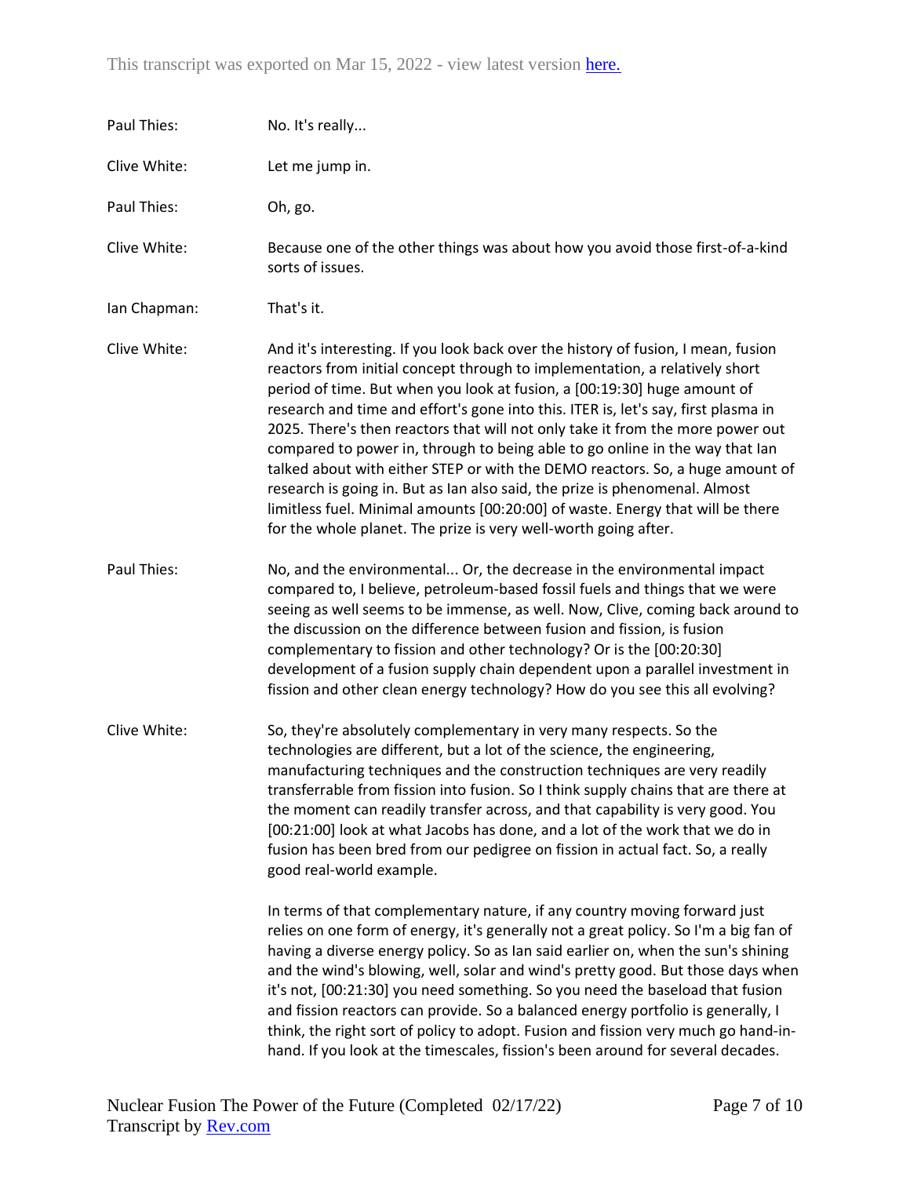Paul Thies: No. It's really...

Clive White: Let me jump in.

Paul Thies: Oh, go.

Clive White: Because one of the other things was about how you avoid those first-of-a-kind sorts of issues.

Ian Chapman: That's it.

Clive White: And it's interesting. If you look back over the history of fusion, I mean, fusion reactors from initial concept through to implementation, a relatively short period of time. But when you look at fusion, a [00:19:30] huge amount of research and time and effort's gone into this. ITER is, let's say, first plasma in 2025. There's then reactors that will not only take it from the more power out compared to power in, through to being able to go online in the way that Ian talked about with either STEP or with the DEMO reactors. So, a huge amount of research is going in. But as Ian also said, the prize is phenomenal. Almost limitless fuel. Minimal amounts [00:20:00] of waste. Energy that will be there for the whole planet. The prize is very well-worth going after.

Paul Thies: No, and the environmental... Or, the decrease in the environmental impact compared to, I believe, petroleum-based fossil fuels and things that we were seeing as well seems to be immense, as well. Now, Clive, coming back around to the discussion on the difference between fusion and fission, is fusion complementary to fission and other technology? Or is the [00:20:30] development of a fusion supply chain dependent upon a parallel investment in fission and other clean energy technology? How do you see this all evolving?

Clive White: So, they're absolutely complementary in very many respects. So the technologies are different, but a lot of the science, the engineering, manufacturing techniques and the construction techniques are very readily transferrable from fission into fusion. So I think supply chains that are there at the moment can readily transfer across, and that capability is very good. You [00:21:00] look at what Jacobs has done, and a lot of the work that we do in fusion has been bred from our pedigree on fission in actual fact. So, a really good real-world example.

In terms of that complementary nature, if any country moving forward just relies on one form of energy, it's generally not a great policy. So I'm a big fan of having a diverse energy policy. So as Ian said earlier on, when the sun's shining and the wind's blowing, well, solar and wind's pretty good. But those days when it's not, [00:21:30] you need something. So you need the baseload that fusion and fission reactors can provide. So a balanced energy portfolio is generally, I think, the right sort of policy to adopt. Fusion and fission very much go hand-in-hand. If you look at the timescales, fission's been around for several decades.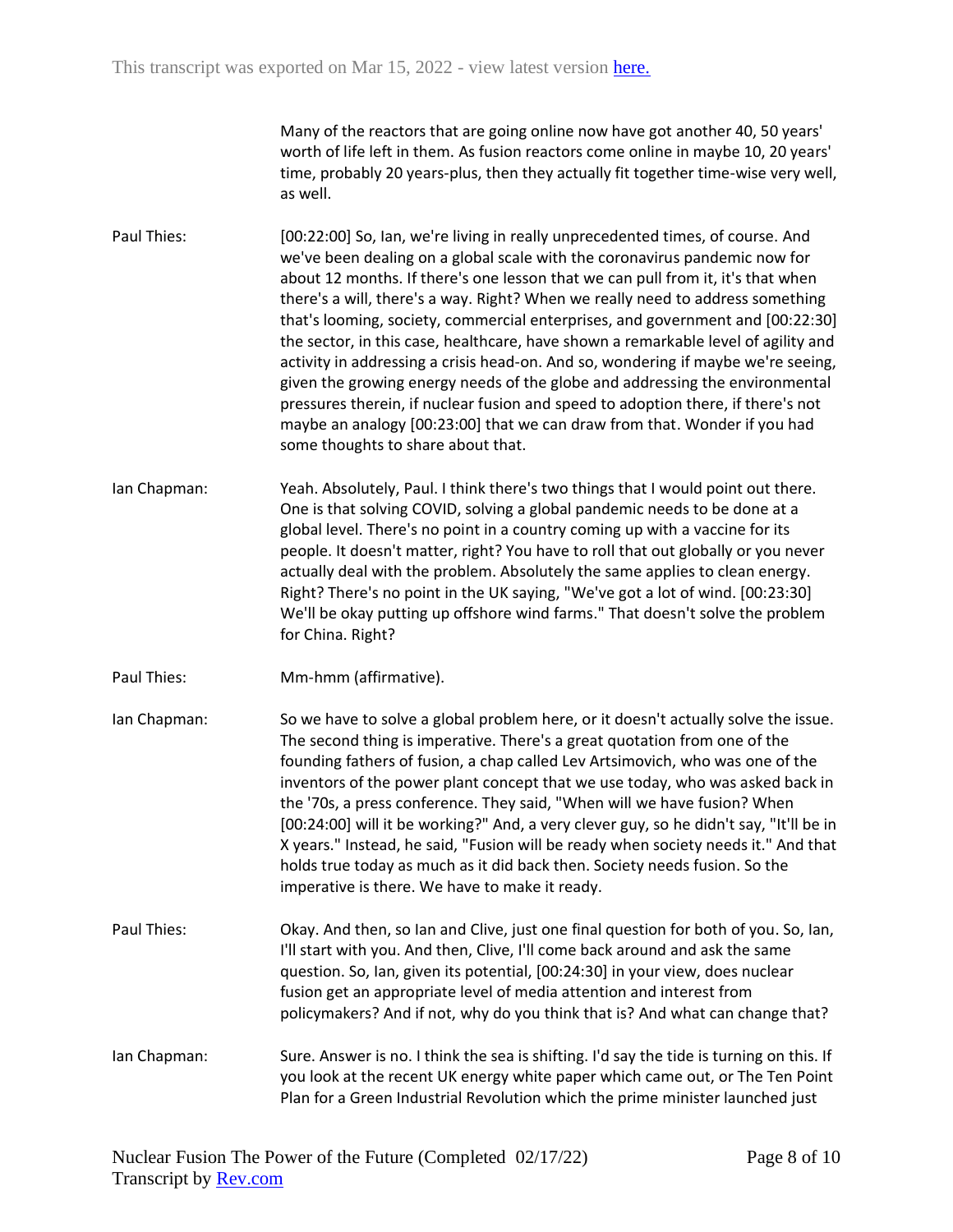Many of the reactors that are going online now have got another 40, 50 years' worth of life left in them. As fusion reactors come online in maybe 10, 20 years' time, probably 20 years-plus, then they actually fit together time-wise very well, as well.

**Paul Thies:** [00:22:00] So, Ian, we're living in really unprecedented times, of course. And we've been dealing on a global scale with the coronavirus pandemic now for about 12 months. If there's one lesson that we can pull from it, it's that when there's a will, there's a way. Right? When we really need to address something that's looming, society, commercial enterprises, and government and [00:22:30] the sector, in this case, healthcare, have shown a remarkable level of agility and activity in addressing a crisis head-on. And so, wondering if maybe we're seeing, given the growing energy needs of the globe and addressing the environmental pressures therein, if nuclear fusion and speed to adoption there, if there's not maybe an analogy [00:23:00] that we can draw from that. Wonder if you had some thoughts to share about that.

**Ian Chapman:** Yeah. Absolutely, Paul. I think there's two things that I would point out there. One is that solving COVID, solving a global pandemic needs to be done at a global level. There's no point in a country coming up with a vaccine for its people. It doesn't matter, right? You have to roll that out globally or you never actually deal with the problem. Absolutely the same applies to clean energy. Right? There's no point in the UK saying, "We've got a lot of wind. [00:23:30] We'll be okay putting up offshore wind farms." That doesn't solve the problem for China. Right?

**Paul Thies:** Mm-hmm (affirmative).

**Ian Chapman:** So we have to solve a global problem here, or it doesn't actually solve the issue. The second thing is imperative. There's a great quotation from one of the founding fathers of fusion, a chap called Lev Artsimovich, who was one of the inventors of the power plant concept that we use today, who was asked back in the '70s, a press conference. They said, "When will we have fusion? When [00:24:00] will it be working?" And, a very clever guy, so he didn't say, "It'll be in X years." Instead, he said, "Fusion will be ready when society needs it." And that holds true today as much as it did back then. Society needs fusion. So the imperative is there. We have to make it ready.

**Paul Thies:** Okay. And then, so Ian and Clive, just one final question for both of you. So, Ian, I'll start with you. And then, Clive, I'll come back around and ask the same question. So, Ian, given its potential, [00:24:30] in your view, does nuclear fusion get an appropriate level of media attention and interest from policymakers? And if not, why do you think that is? And what can change that?

**Ian Chapman:** Sure. Answer is no. I think the sea is shifting. I'd say the tide is turning on this. If you look at the recent UK energy white paper which came out, or The Ten Point Plan for a Green Industrial Revolution which the prime minister launched just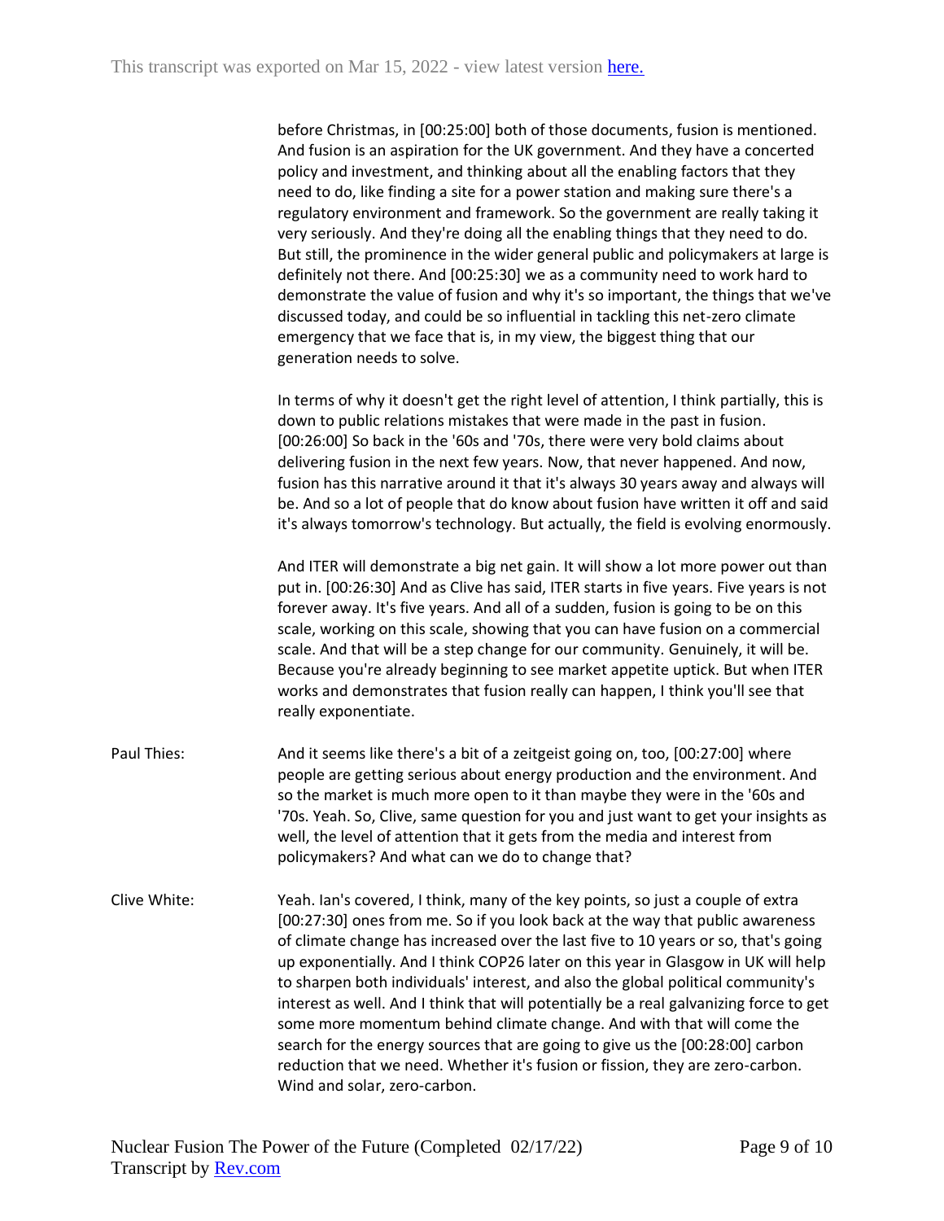before Christmas, in [00:25:00] both of those documents, fusion is mentioned. And fusion is an aspiration for the UK government. And they have a concerted policy and investment, and thinking about all the enabling factors that they need to do, like finding a site for a power station and making sure there's a regulatory environment and framework. So the government are really taking it very seriously. And they're doing all the enabling things that they need to do. But still, the prominence in the wider general public and policymakers at large is definitely not there. And [00:25:30] we as a community need to work hard to demonstrate the value of fusion and why it's so important, the things that we've discussed today, and could be so influential in tackling this net-zero climate emergency that we face that is, in my view, the biggest thing that our generation needs to solve.

In terms of why it doesn't get the right level of attention, I think partially, this is down to public relations mistakes that were made in the past in fusion. [00:26:00] So back in the '60s and '70s, there were very bold claims about delivering fusion in the next few years. Now, that never happened. And now, fusion has this narrative around it that it's always 30 years away and always will be. And so a lot of people that do know about fusion have written it off and said it's always tomorrow's technology. But actually, the field is evolving enormously.

And ITER will demonstrate a big net gain. It will show a lot more power out than put in. [00:26:30] And as Clive has said, ITER starts in five years. Five years is not forever away. It's five years. And all of a sudden, fusion is going to be on this scale, working on this scale, showing that you can have fusion on a commercial scale. And that will be a step change for our community. Genuinely, it will be. Because you're already beginning to see market appetite uptick. But when ITER works and demonstrates that fusion really can happen, I think you'll see that really exponentiate.

Paul Thies: And it seems like there's a bit of a zeitgeist going on, too, [00:27:00] where people are getting serious about energy production and the environment. And so the market is much more open to it than maybe they were in the '60s and '70s. Yeah. So, Clive, same question for you and just want to get your insights as well, the level of attention that it gets from the media and interest from policymakers? And what can we do to change that?

Clive White: Yeah. Ian's covered, I think, many of the key points, so just a couple of extra [00:27:30] ones from me. So if you look back at the way that public awareness of climate change has increased over the last five to 10 years or so, that's going up exponentially. And I think COP26 later on this year in Glasgow in UK will help to sharpen both individuals' interest, and also the global political community's interest as well. And I think that will potentially be a real galvanizing force to get some more momentum behind climate change. And with that will come the search for the energy sources that are going to give us the [00:28:00] carbon reduction that we need. Whether it's fusion or fission, they are zero-carbon. Wind and solar, zero-carbon.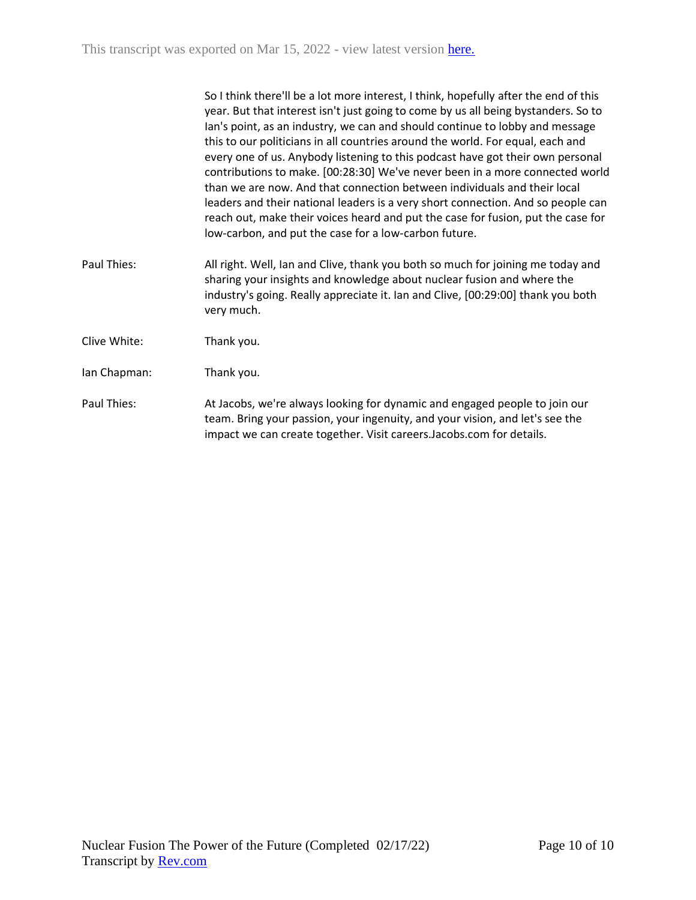So I think there'll be a lot more interest, I think, hopefully after the end of this year. But that interest isn't just going to come by us all being bystanders. So to Ian's point, as an industry, we can and should continue to lobby and message this to our politicians in all countries around the world. For equal, each and every one of us. Anybody listening to this podcast have got their own personal contributions to make. [00:28:30] We've never been in a more connected world than we are now. And that connection between individuals and their local leaders and their national leaders is a very short connection. And so people can reach out, make their voices heard and put the case for fusion, put the case for low-carbon, and put the case for a low-carbon future.

Paul Thies: All right. Well, Ian and Clive, thank you both so much for joining me today and sharing your insights and knowledge about nuclear fusion and where the industry's going. Really appreciate it. Ian and Clive, [00:29:00] thank you both very much.

Clive White: Thank you.

Ian Chapman: Thank you.

Paul Thies: At Jacobs, we're always looking for dynamic and engaged people to join our team. Bring your passion, your ingenuity, and your vision, and let's see the impact we can create together. Visit careers.Jacobs.com for details.